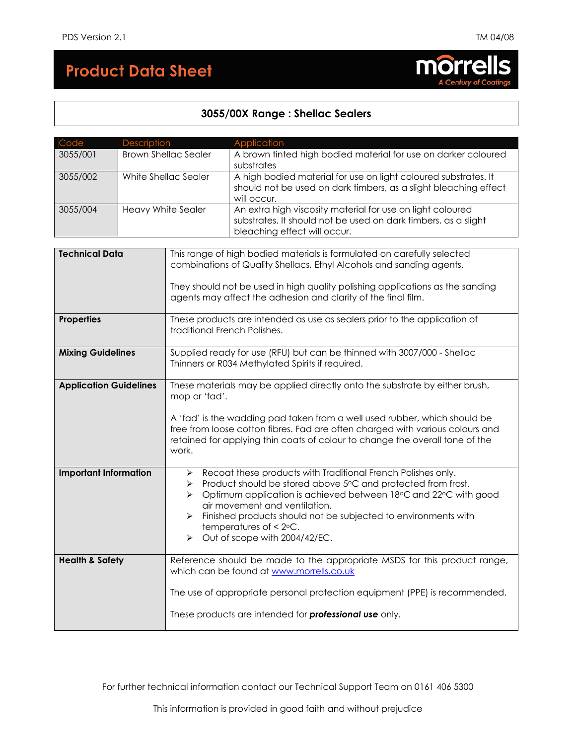# Product Data Sheet

morrells
*A Century of Coatings*

## 3055/00X Range : Shellac Sealers

| Code | Description | Application |
| --- | --- | --- |
| 3055/001 | Brown Shellac Sealer | A brown tinted high bodied material for use on darker coloured substrates |
| 3055/002 | White Shellac Sealer | A high bodied material for use on light coloured substrates. It should not be used on dark timbers, as a slight bleaching effect will occur. |
| 3055/004 | Heavy White Sealer | An extra high viscosity material for use on light coloured substrates. It should not be used on dark timbers, as a slight bleaching effect will occur. |

| | |
| --- | --- |
| **Technical Data** | This range of high bodied materials is formulated on carefully selected combinations of Quality Shellacs, Ethyl Alcohols and sanding agents.<br><br>They should not be used in high quality polishing applications as the sanding agents may affect the adhesion and clarity of the final film. |
| **Properties** | These products are intended as use as sealers prior to the application of traditional French Polishes. |
| **Mixing Guidelines** | Supplied ready for use (RFU) but can be thinned with 3007/000 - Shellac Thinners or R034 Methylated Spirits if required. |
| **Application Guidelines** | These materials may be applied directly onto the substrate by either brush, mop or 'fad'.<br><br>A 'fad' is the wadding pad taken from a well used rubber, which should be free from loose cotton fibres. Fad are often charged with various colours and retained for applying thin coats of colour to change the overall tone of the work. |
| **Important Information** | ➢ Recoat these products with Traditional French Polishes only.<br>➢ Product should be stored above 5°C and protected from frost.<br>➢ Optimum application is achieved between 18°C and 22°C with good air movement and ventilation.<br>➢ Finished products should not be subjected to environments with temperatures of < 2°C.<br>➢ Out of scope with 2004/42/EC. |
| **Health & Safety** | Reference should be made to the appropriate MSDS for this product range, which can be found at www.morrells.co.uk<br><br>The use of appropriate personal protection equipment (PPE) is recommended.<br><br>These products are intended for ***professional use*** only. |

For further technical information contact our Technical Support Team on 0161 406 5300

This information is provided in good faith and without prejudice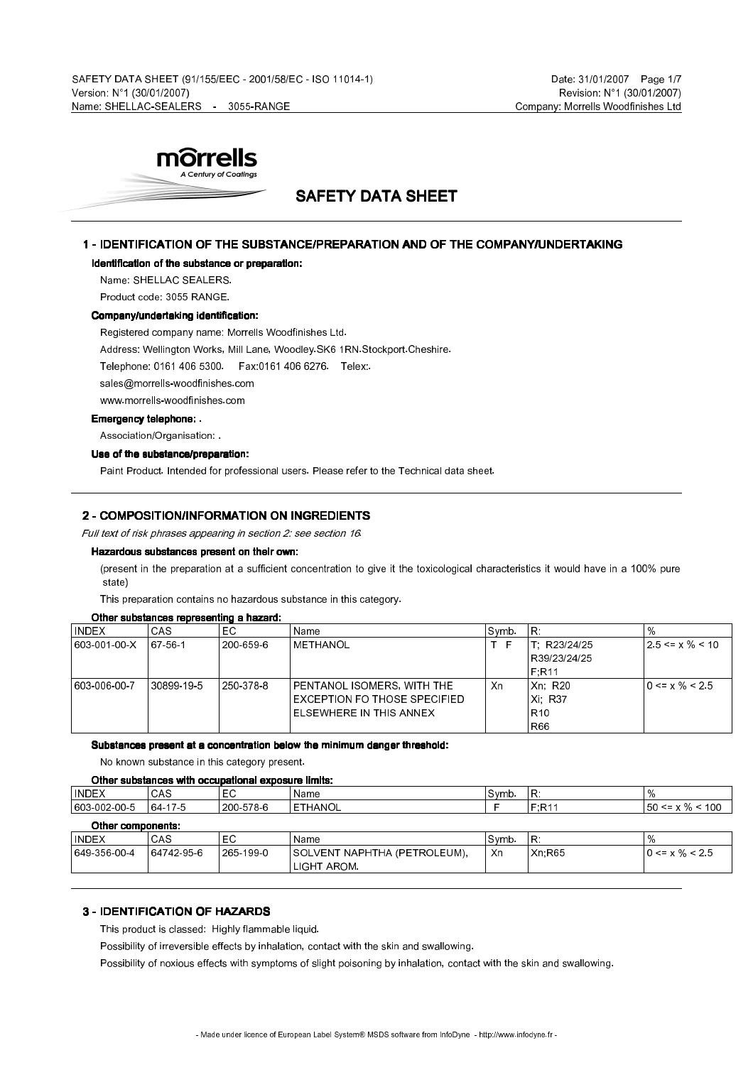# SAFETY DATA SHEET

## 1 - IDENTIFICATION OF THE SUBSTANCE/PREPARATION AND OF THE COMPANY/UNDERTAKING

### Identification of the substance or preparation:

Name: SHELLAC SEALERS.

Product code: 3055 RANGE.

### Company/undertaking identification:

Registered company name: Morrells Woodfinishes Ltd.

Address: Wellington Works, Mill Lane, Woodley.SK6 1RN.Stockport.Cheshire.

Telephone: 0161 406 5300. Fax:0161 406 6276. Telex:.

sales@morrells-woodfinishes.com

www.morrells-woodfinishes.com

### Emergency telephone: .

Association/Organisation: .

### Use of the substance/preparation:

Paint Product. Intended for professional users. Please refer to the Technical data sheet.

## 2 - COMPOSITION/INFORMATION ON INGREDIENTS

*Full text of risk phrases appearing in section 2: see section 16.*

### Hazardous substances present on their own:

(present in the preparation at a sufficient concentration to give it the toxicological characteristics it would have in a 100% pure state)

This preparation contains no hazardous substance in this category.

### Other substances representing a hazard:

| INDEX | CAS | EC | Name | Symb. | R: | % |
|---|---|---|---|---|---|---|
| 603-001-00-X | 67-56-1 | 200-659-6 | METHANOL | T F | T; R23/24/25<br>R39/23/24/25<br>F;R11 | 2.5 <= x % < 10 |
| 603-006-00-7 | 30899-19-5 | 250-378-8 | PENTANOL ISOMERS, WITH THE EXCEPTION FO THOSE SPECIFIED ELSEWHERE IN THIS ANNEX | Xn | Xn; R20<br>Xi; R37<br>R10<br>R66 | 0 <= x % < 2.5 |

### Substances present at a concentration below the minimum danger threshold:

No known substance in this category present.

### Other substances with occupational exposure limits:

| INDEX | CAS | EC | Name | Symb. | R: | % |
|---|---|---|---|---|---|---|
| 603-002-00-5 | 64-17-5 | 200-578-6 | ETHANOL | F | F;R11 | 50 <= x % < 100 |

### Other components:

| INDEX | CAS | EC | Name | Symb. | R: | % |
|---|---|---|---|---|---|---|
| 649-356-00-4 | 64742-95-6 | 265-199-0 | SOLVENT NAPHTHA (PETROLEUM), LIGHT AROM. | Xn | Xn;R65 | 0 <= x % < 2.5 |

## 3 - IDENTIFICATION OF HAZARDS

This product is classed: Highly flammable liquid.

Possibility of irreversible effects by inhalation, contact with the skin and swallowing.

Possibility of noxious effects with symptoms of slight poisoning by inhalation, contact with the skin and swallowing.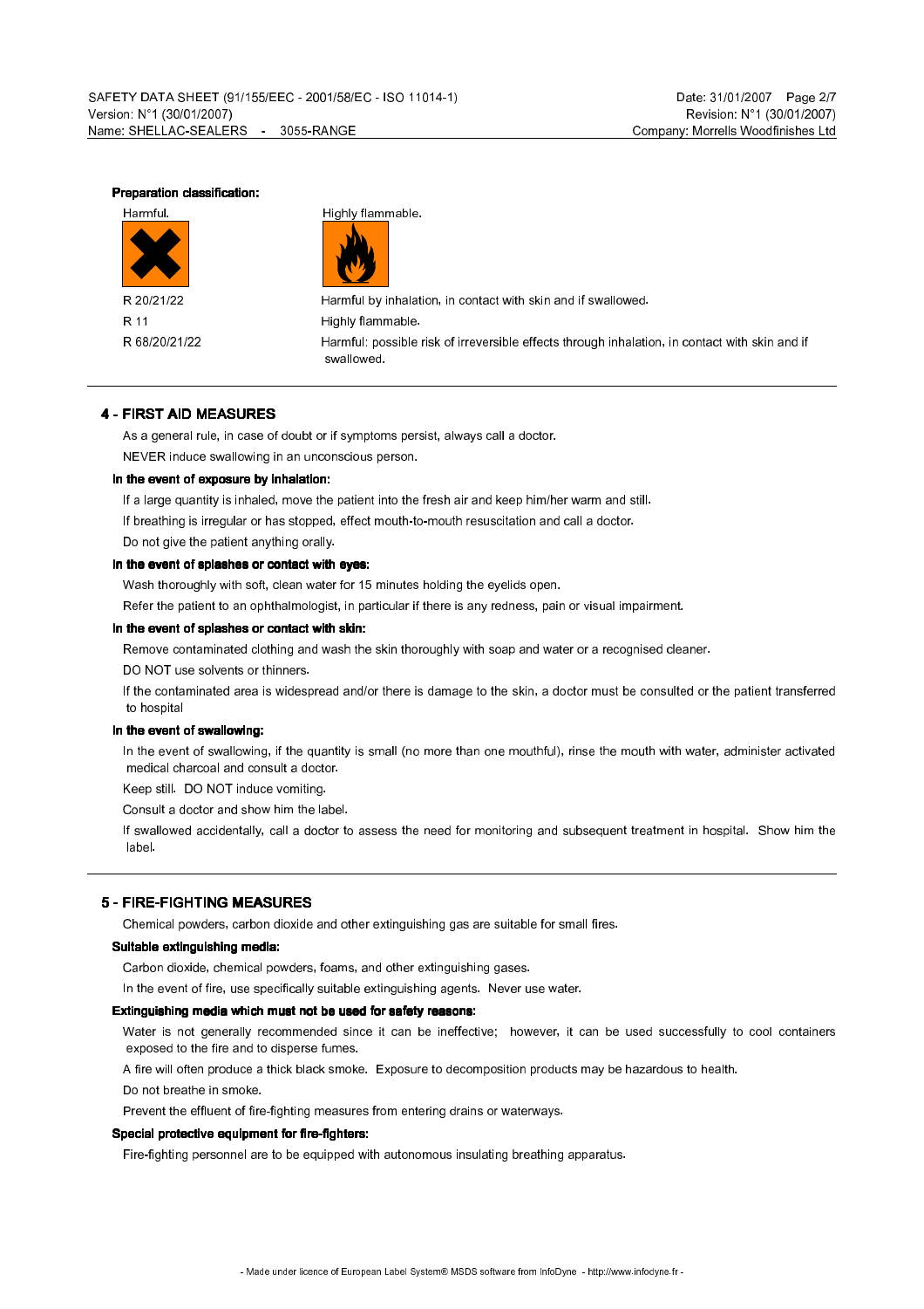**Preparation classification:**

Harmful. Highly flammable.

| | |
|---|---|
| R 20/21/22 | Harmful by inhalation, in contact with skin and if swallowed. |
| R 11 | Highly flammable. |
| R 68/20/21/22 | Harmful: possible risk of irreversible effects through inhalation, in contact with skin and if swallowed. |

## 4 - FIRST AID MEASURES

As a general rule, in case of doubt or if symptoms persist, always call a doctor.

NEVER induce swallowing in an unconscious person.

**In the event of exposure by inhalation:**

If a large quantity is inhaled, move the patient into the fresh air and keep him/her warm and still.

If breathing is irregular or has stopped, effect mouth-to-mouth resuscitation and call a doctor.

Do not give the patient anything orally.

**In the event of splashes or contact with eyes:**

Wash thoroughly with soft, clean water for 15 minutes holding the eyelids open.

Refer the patient to an ophthalmologist, in particular if there is any redness, pain or visual impairment.

**In the event of splashes or contact with skin:**

Remove contaminated clothing and wash the skin thoroughly with soap and water or a recognised cleaner.

DO NOT use solvents or thinners.

If the contaminated area is widespread and/or there is damage to the skin, a doctor must be consulted or the patient transferred to hospital

**In the event of swallowing:**

In the event of swallowing, if the quantity is small (no more than one mouthful), rinse the mouth with water, administer activated medical charcoal and consult a doctor.

Keep still. DO NOT induce vomiting.

Consult a doctor and show him the label.

If swallowed accidentally, call a doctor to assess the need for monitoring and subsequent treatment in hospital. Show him the label.

## 5 - FIRE-FIGHTING MEASURES

Chemical powders, carbon dioxide and other extinguishing gas are suitable for small fires.

**Suitable extinguishing media:**

Carbon dioxide, chemical powders, foams, and other extinguishing gases.

In the event of fire, use specifically suitable extinguishing agents. Never use water.

**Extinguishing media which must not be used for safety reasons:**

Water is not generally recommended since it can be ineffective; however, it can be used successfully to cool containers exposed to the fire and to disperse fumes.

A fire will often produce a thick black smoke. Exposure to decomposition products may be hazardous to health.

Do not breathe in smoke.

Prevent the effluent of fire-fighting measures from entering drains or waterways.

**Special protective equipment for fire-fighters:**

Fire-fighting personnel are to be equipped with autonomous insulating breathing apparatus.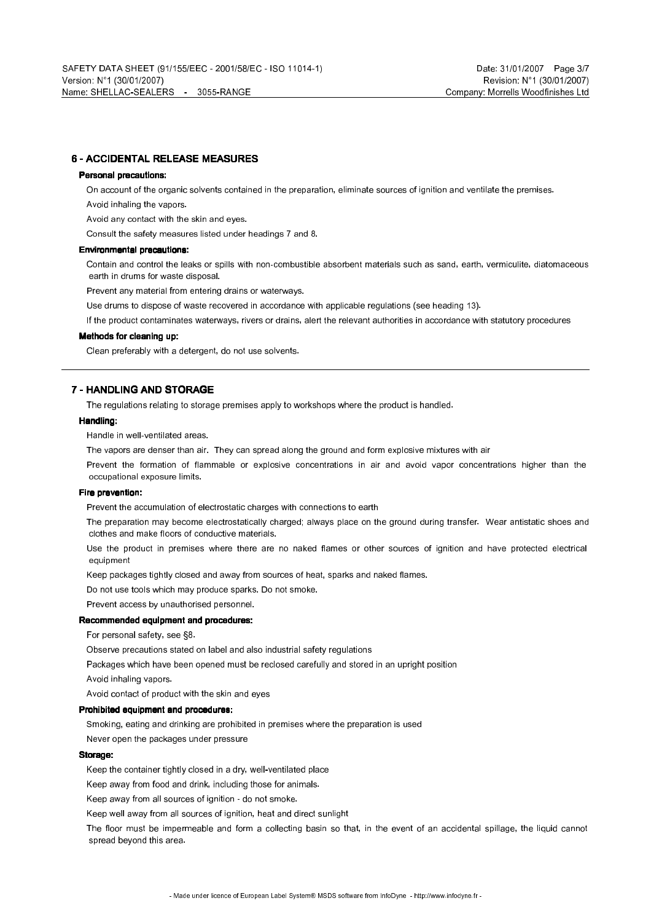## 6 - ACCIDENTAL RELEASE MEASURES

### Personal precautions:

On account of the organic solvents contained in the preparation, eliminate sources of ignition and ventilate the premises.

Avoid inhaling the vapors.

Avoid any contact with the skin and eyes.

Consult the safety measures listed under headings 7 and 8.

### Environmental precautions:

Contain and control the leaks or spills with non-combustible absorbent materials such as sand, earth, vermiculite, diatomaceous earth in drums for waste disposal.

Prevent any material from entering drains or waterways.

Use drums to dispose of waste recovered in accordance with applicable regulations (see heading 13).

If the product contaminates waterways, rivers or drains, alert the relevant authorities in accordance with statutory procedures

### Methods for cleaning up:

Clean preferably with a detergent, do not use solvents.

---

## 7 - HANDLING AND STORAGE

The regulations relating to storage premises apply to workshops where the product is handled.

### Handling:

Handle in well-ventilated areas.

The vapors are denser than air. They can spread along the ground and form explosive mixtures with air

Prevent the formation of flammable or explosive concentrations in air and avoid vapor concentrations higher than the occupational exposure limits.

### Fire prevention:

Prevent the accumulation of electrostatic charges with connections to earth

The preparation may become electrostatically charged; always place on the ground during transfer. Wear antistatic shoes and clothes and make floors of conductive materials.

Use the product in premises where there are no naked flames or other sources of ignition and have protected electrical equipment

Keep packages tightly closed and away from sources of heat, sparks and naked flames.

Do not use tools which may produce sparks. Do not smoke.

Prevent access by unauthorised personnel.

### Recommended equipment and procedures:

For personal safety, see §8.

Observe precautions stated on label and also industrial safety regulations

Packages which have been opened must be reclosed carefully and stored in an upright position

Avoid inhaling vapors.

Avoid contact of product with the skin and eyes

### Prohibited equipment and procedures:

Smoking, eating and drinking are prohibited in premises where the preparation is used

Never open the packages under pressure

### Storage:

Keep the container tightly closed in a dry, well-ventilated place

Keep away from food and drink, including those for animals.

Keep away from all sources of ignition - do not smoke.

Keep well away from all sources of ignition, heat and direct sunlight

The floor must be impermeable and form a collecting basin so that, in the event of an accidental spillage, the liquid cannot spread beyond this area.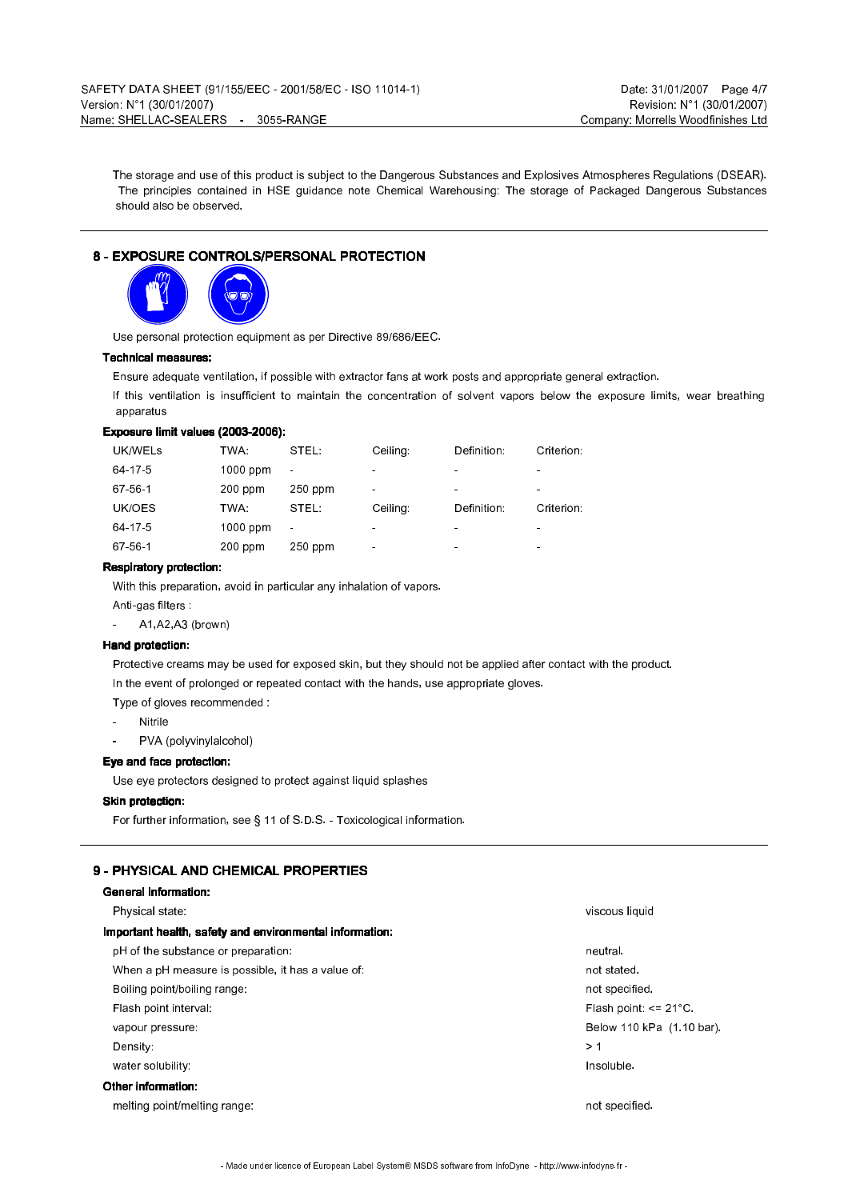The storage and use of this product is subject to the Dangerous Substances and Explosives Atmospheres Regulations (DSEAR). The principles contained in HSE guidance note Chemical Warehousing: The storage of Packaged Dangerous Substances should also be observed.

## 8 - EXPOSURE CONTROLS/PERSONAL PROTECTION

Use personal protection equipment as per Directive 89/686/EEC.

**Technical measures:**

Ensure adequate ventilation, if possible with extractor fans at work posts and appropriate general extraction.

If this ventilation is insufficient to maintain the concentration of solvent vapors below the exposure limits, wear breathing apparatus

**Exposure limit values (2003-2006):**

| UK/WELs | TWA: | STEL: | Ceiling: | Definition: | Criterion: |
|---|---|---|---|---|---|
| 64-17-5 | 1000 ppm | - | - | - | - |
| 67-56-1 | 200 ppm | 250 ppm | - | - | - |
| UK/OES | TWA: | STEL: | Ceiling: | Definition: | Criterion: |
| 64-17-5 | 1000 ppm | - | - | - | - |
| 67-56-1 | 200 ppm | 250 ppm | - | - | - |

**Respiratory protection:**

With this preparation, avoid in particular any inhalation of vapors.

Anti-gas filters :

- A1,A2,A3 (brown)

**Hand protection:**

Protective creams may be used for exposed skin, but they should not be applied after contact with the product.

In the event of prolonged or repeated contact with the hands, use appropriate gloves.

Type of gloves recommended :

- Nitrile
- PVA (polyvinylalcohol)

**Eye and face protection:**

Use eye protectors designed to protect against liquid splashes

**Skin protection:**

For further information, see § 11 of S.D.S. - Toxicological information.

## 9 - PHYSICAL AND CHEMICAL PROPERTIES

**General information:**

| | |
|---|---|
| Physical state: | viscous liquid |

**Important health, safety and environmental information:**

| | |
|---|---|
| pH of the substance or preparation: | neutral. |
| When a pH measure is possible, it has a value of: | not stated. |
| Boiling point/boiling range: | not specified. |
| Flash point interval: | Flash point: <= 21°C. |
| vapour pressure: | Below 110 kPa (1.10 bar). |
| Density: | > 1 |
| water solubility: | Insoluble. |

**Other information:**

| | |
|---|---|
| melting point/melting range: | not specified. |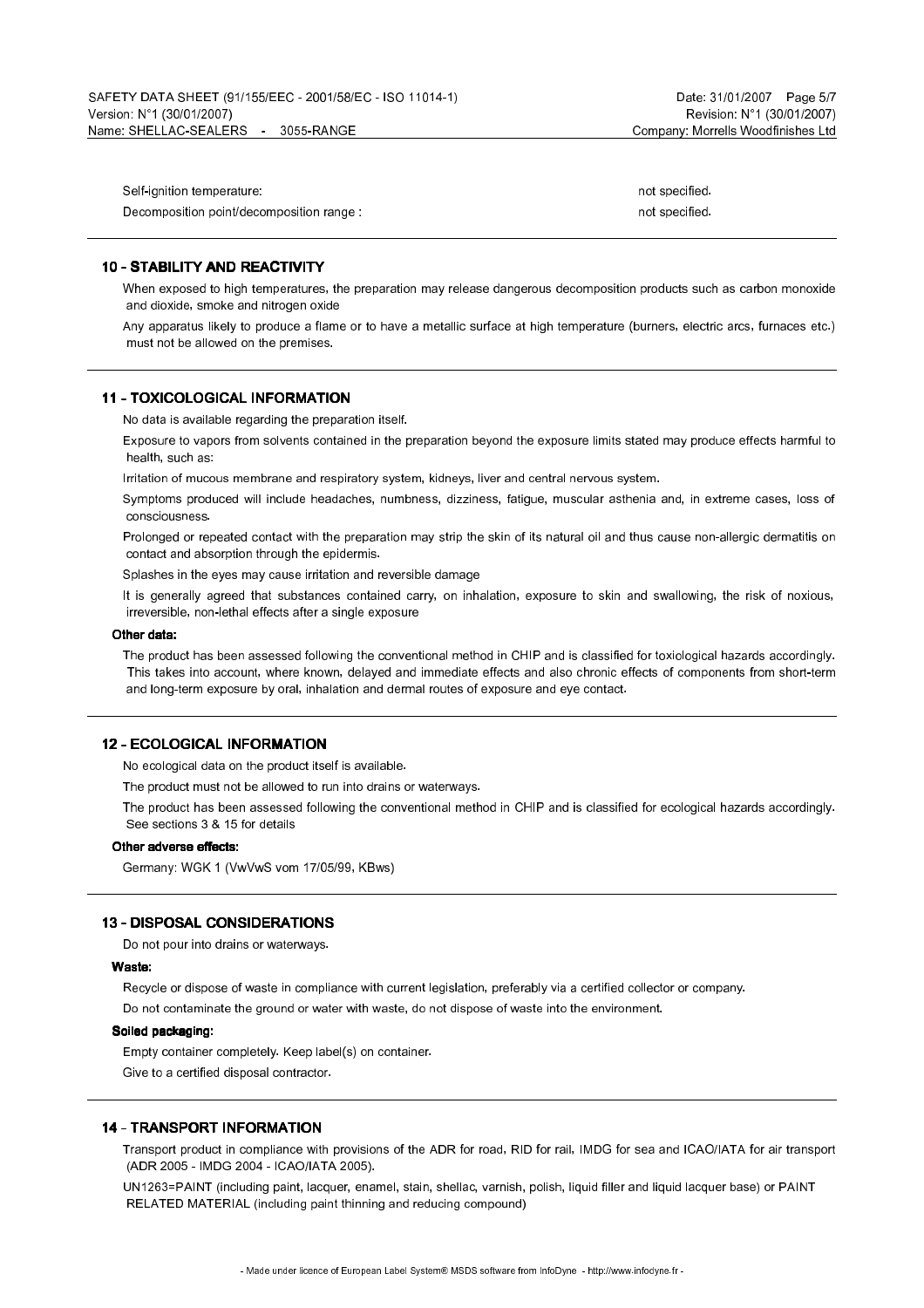| | |
|---|---|
| Self-ignition temperature: | not specified. |
| Decomposition point/decomposition range : | not specified. |

## 10 - STABILITY AND REACTIVITY

When exposed to high temperatures, the preparation may release dangerous decomposition products such as carbon monoxide and dioxide, smoke and nitrogen oxide

Any apparatus likely to produce a flame or to have a metallic surface at high temperature (burners, electric arcs, furnaces etc.) must not be allowed on the premises.

## 11 - TOXICOLOGICAL INFORMATION

No data is available regarding the preparation itself.

Exposure to vapors from solvents contained in the preparation beyond the exposure limits stated may produce effects harmful to health, such as:

Irritation of mucous membrane and respiratory system, kidneys, liver and central nervous system.

Symptoms produced will include headaches, numbness, dizziness, fatigue, muscular asthenia and, in extreme cases, loss of consciousness.

Prolonged or repeated contact with the preparation may strip the skin of its natural oil and thus cause non-allergic dermatitis on contact and absorption through the epidermis.

Splashes in the eyes may cause irritation and reversible damage

It is generally agreed that substances contained carry, on inhalation, exposure to skin and swallowing, the risk of noxious, irreversible, non-lethal effects after a single exposure

**Other data:**

The product has been assessed following the conventional method in CHIP and is classified for toxiological hazards accordingly. This takes into account, where known, delayed and immediate effects and also chronic effects of components from short-term and long-term exposure by oral, inhalation and dermal routes of exposure and eye contact.

## 12 - ECOLOGICAL INFORMATION

No ecological data on the product itself is available.

The product must not be allowed to run into drains or waterways.

The product has been assessed following the conventional method in CHIP and is classified for ecological hazards accordingly. See sections 3 & 15 for details

**Other adverse effects:**

Germany: WGK 1 (VwVwS vom 17/05/99, KBws)

## 13 - DISPOSAL CONSIDERATIONS

Do not pour into drains or waterways.

**Waste:**

Recycle or dispose of waste in compliance with current legislation, preferably via a certified collector or company.

Do not contaminate the ground or water with waste, do not dispose of waste into the environment.

**Soiled packaging:**

Empty container completely. Keep label(s) on container.

Give to a certified disposal contractor.

## 14 - TRANSPORT INFORMATION

Transport product in compliance with provisions of the ADR for road, RID for rail, IMDG for sea and ICAO/IATA for air transport (ADR 2005 - IMDG 2004 - ICAO/IATA 2005).

UN1263=PAINT (including paint, lacquer, enamel, stain, shellac, varnish, polish, liquid filler and liquid lacquer base) or PAINT RELATED MATERIAL (including paint thinning and reducing compound)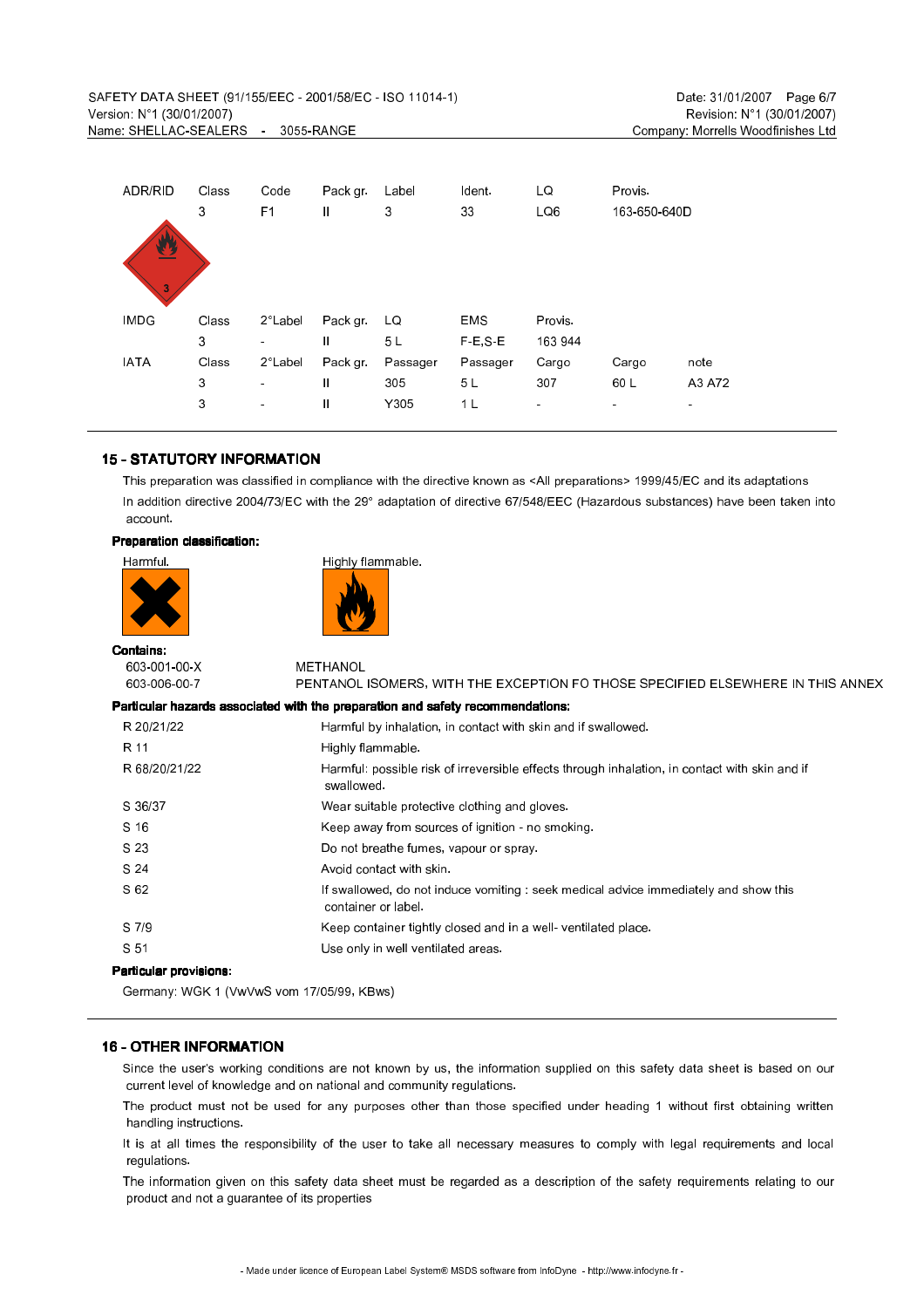| ADR/RID | Class | Code | Pack gr. | Label | Ident. | LQ | Provis. | |
|---|---|---|---|---|---|---|---|---|
| | 3 | F1 | II | 3 | 33 | LQ6 | 163-650-640D | |
| IMDG | Class | 2°Label | Pack gr. | LQ | EMS | Provis. | | |
| | 3 | - | II | 5 L | F-E,S-E | 163 944 | | |
| IATA | Class | 2°Label | Pack gr. | Passager | Passager | Cargo | Cargo | note |
| | 3 | - | II | 305 | 5 L | 307 | 60 L | A3 A72 |
| | 3 | - | II | Y305 | 1 L | - | - | - |

## 15 - STATUTORY INFORMATION

This preparation was classified in compliance with the directive known as <All preparations> 1999/45/EC and its adaptations

In addition directive 2004/73/EC with the 29° adaptation of directive 67/548/EEC (Hazardous substances) have been taken into account.

**Preparation classification:**

Harmful.

Highly flammable.

**Contains:**

| | |
|---|---|
| 603-001-00-X | METHANOL |
| 603-006-00-7 | PENTANOL ISOMERS, WITH THE EXCEPTION FO THOSE SPECIFIED ELSEWHERE IN THIS ANNEX |

**Particular hazards associated with the preparation and safety recommendations:**

| | |
|---|---|
| R 20/21/22 | Harmful by inhalation, in contact with skin and if swallowed. |
| R 11 | Highly flammable. |
| R 68/20/21/22 | Harmful: possible risk of irreversible effects through inhalation, in contact with skin and if swallowed. |
| S 36/37 | Wear suitable protective clothing and gloves. |
| S 16 | Keep away from sources of ignition - no smoking. |
| S 23 | Do not breathe fumes, vapour or spray. |
| S 24 | Avoid contact with skin. |
| S 62 | If swallowed, do not induce vomiting : seek medical advice immediately and show this container or label. |
| S 7/9 | Keep container tightly closed and in a well- ventilated place. |
| S 51 | Use only in well ventilated areas. |

**Particular provisions:**

Germany: WGK 1 (VwVwS vom 17/05/99, KBws)

## 16 - OTHER INFORMATION

Since the user's working conditions are not known by us, the information supplied on this safety data sheet is based on our current level of knowledge and on national and community regulations.

The product must not be used for any purposes other than those specified under heading 1 without first obtaining written handling instructions.

It is at all times the responsibility of the user to take all necessary measures to comply with legal requirements and local regulations.

The information given on this safety data sheet must be regarded as a description of the safety requirements relating to our product and not a guarantee of its properties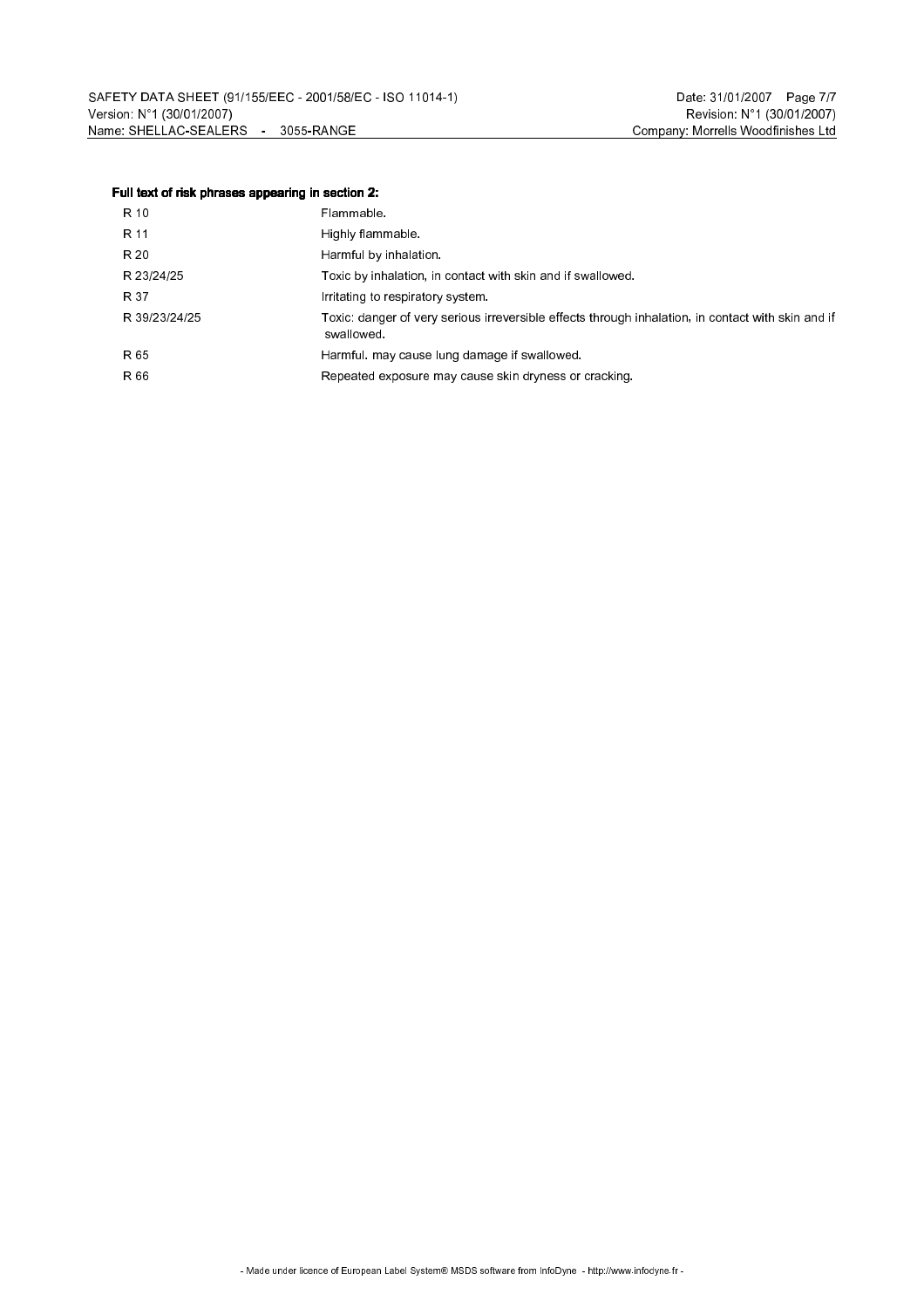**Full text of risk phrases appearing in section 2:**

| | |
|---|---|
| R 10 | Flammable. |
| R 11 | Highly flammable. |
| R 20 | Harmful by inhalation. |
| R 23/24/25 | Toxic by inhalation, in contact with skin and if swallowed. |
| R 37 | Irritating to respiratory system. |
| R 39/23/24/25 | Toxic: danger of very serious irreversible effects through inhalation, in contact with skin and if swallowed. |
| R 65 | Harmful. may cause lung damage if swallowed. |
| R 66 | Repeated exposure may cause skin dryness or cracking. |

- Made under licence of European Label System® MSDS software from InfoDyne - http://www.infodyne.fr -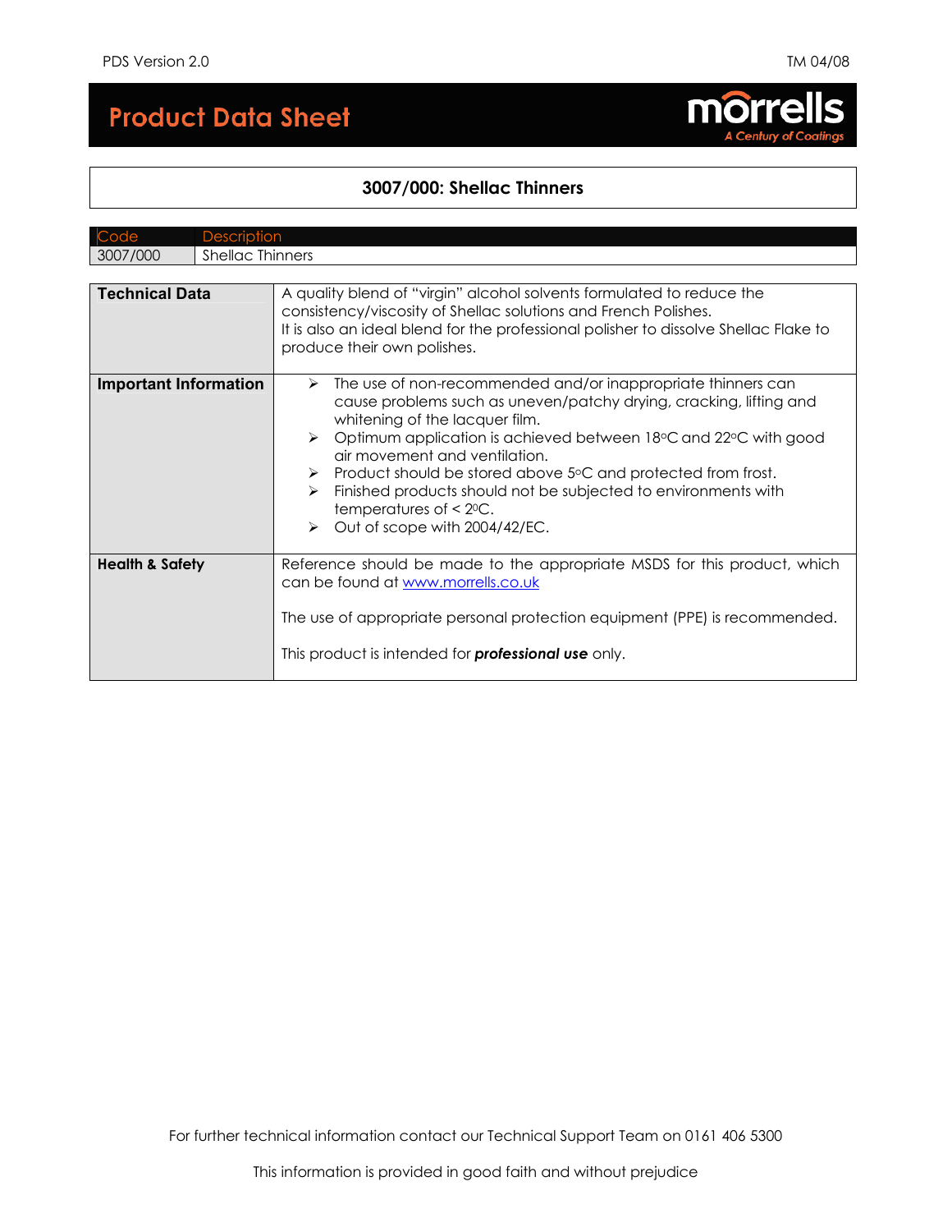# Product Data Sheet

morrells
*A Century of Coatings*

## 3007/000: Shellac Thinners

| Code | Description |
|---|---|
| 3007/000 | Shellac Thinners |

| | |
|---|---|
| **Technical Data** | A quality blend of "virgin" alcohol solvents formulated to reduce the consistency/viscosity of Shellac solutions and French Polishes. It is also an ideal blend for the professional polisher to dissolve Shellac Flake to produce their own polishes. |
| **Important Information** | ➢ The use of non-recommended and/or inappropriate thinners can cause problems such as uneven/patchy drying, cracking, lifting and whitening of the lacquer film. ➢ Optimum application is achieved between 18°C and 22°C with good air movement and ventilation. ➢ Product should be stored above 5°C and protected from frost. ➢ Finished products should not be subjected to environments with temperatures of < 2°C. ➢ Out of scope with 2004/42/EC. |
| **Health & Safety** | Reference should be made to the appropriate MSDS for this product, which can be found at www.morrells.co.uk<br><br>The use of appropriate personal protection equipment (PPE) is recommended.<br><br>This product is intended for ***professional use*** only. |

For further technical information contact our Technical Support Team on 0161 406 5300

This information is provided in good faith and without prejudice